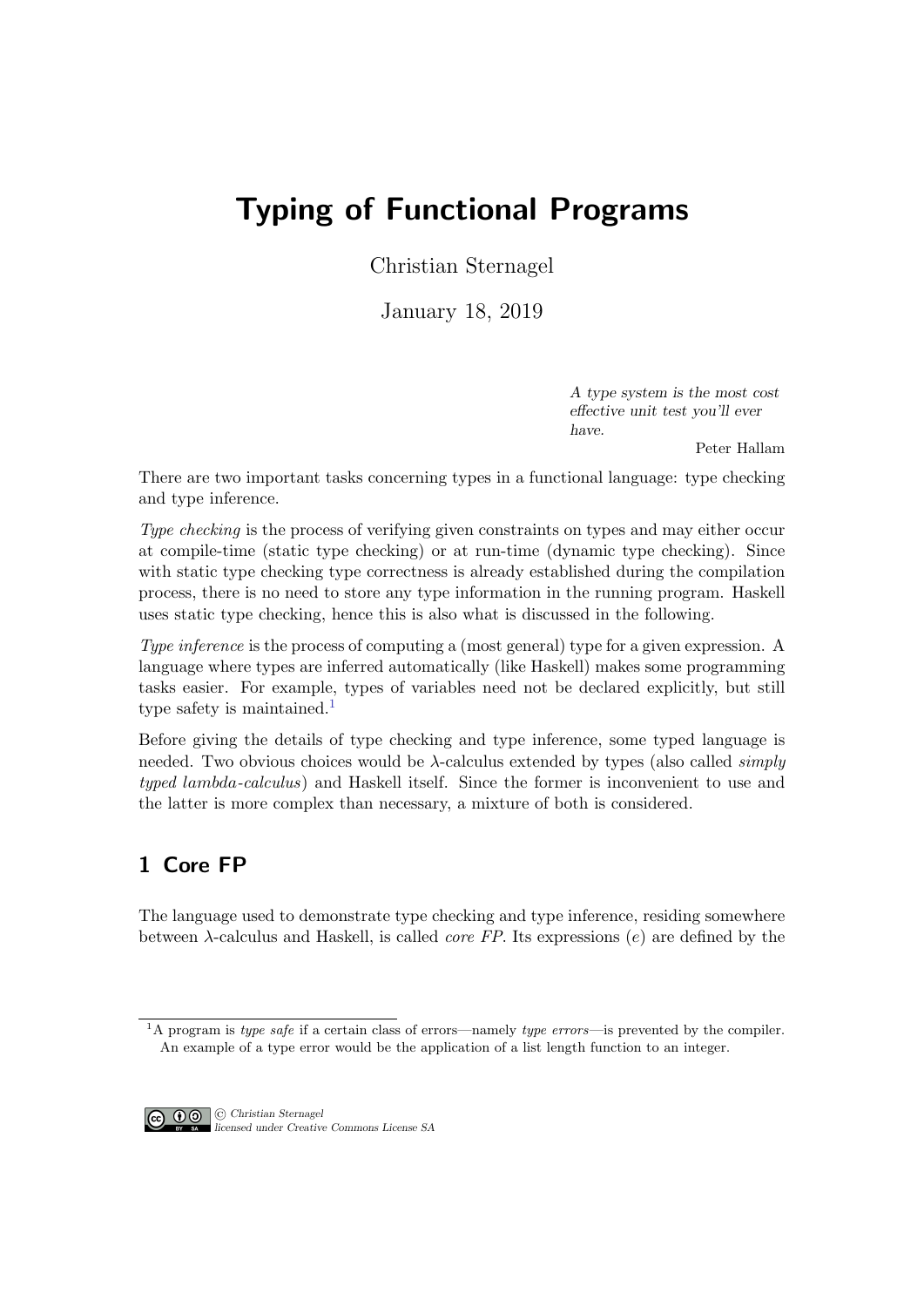# Typing of Functional Programs

Christian Sternagel

January 18, 2019

> *A type system is the most cost effective unit test you'll ever have.*
>
> Peter Hallam

There are two important tasks concerning types in a functional language: type checking and type inference.

*Type checking* is the process of verifying given constraints on types and may either occur at compile-time (static type checking) or at run-time (dynamic type checking). Since with static type checking type correctness is already established during the compilation process, there is no need to store any type information in the running program. Haskell uses static type checking, hence this is also what is discussed in the following.

*Type inference* is the process of computing a (most general) type for a given expression. A language where types are inferred automatically (like Haskell) makes some programming tasks easier. For example, types of variables need not be declared explicitly, but still type safety is maintained.[1]

Before giving the details of type checking and type inference, some typed language is needed. Two obvious choices would be $\lambda$-calculus extended by types (also called *simply typed lambda-calculus*) and Haskell itself. Since the former is inconvenient to use and the latter is more complex than necessary, a mixture of both is considered.

## 1 Core FP

The language used to demonstrate type checking and type inference, residing somewhere between $\lambda$-calculus and Haskell, is called *core FP*. Its expressions ($e$) are defined by the

[1] A program is *type safe* if a certain class of errors—namely *type errors*—is prevented by the compiler. An example of a type error would be the application of a list length function to an integer.

© *Christian Sternagel*
*licensed under Creative Commons License SA*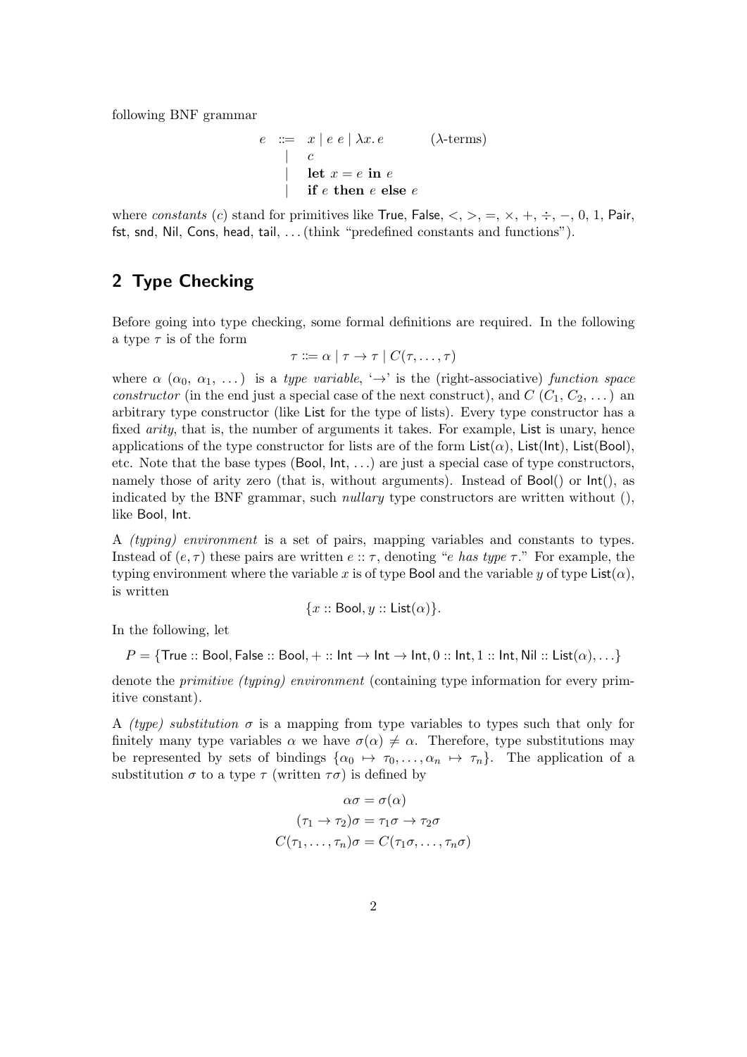following BNF grammar

$$
\begin{array}{rcll}
e & ::= & x \mid e\ e \mid \lambda x.\, e & (\lambda\text{-terms}) \\
 & \mid & c & \\
 & \mid & \textbf{let } x = e \textbf{ in } e & \\
 & \mid & \textbf{if } e \textbf{ then } e \textbf{ else } e &
\end{array}
$$

where *constants* ($c$) stand for primitives like $\mathsf{True}$, $\mathsf{False}$, $<$, $>$, $=$, $\times$, $+$, $\div$, $-$, 0, 1, $\mathsf{Pair}$, $\mathsf{fst}$, $\mathsf{snd}$, $\mathsf{Nil}$, $\mathsf{Cons}$, $\mathsf{head}$, $\mathsf{tail}$, ... (think "predefined constants and functions").

## 2 Type Checking

Before going into type checking, some formal definitions are required. In the following a type $\tau$ is of the form

$$\tau ::= \alpha \mid \tau \to \tau \mid C(\tau, \ldots, \tau)$$

where $\alpha$ ($\alpha_0$, $\alpha_1$, ...) is a *type variable*, '$\to$' is the (right-associative) *function space constructor* (in the end just a special case of the next construct), and $C$ ($C_1$, $C_2$, ...) an arbitrary type constructor (like $\mathsf{List}$ for the type of lists). Every type constructor has a fixed *arity*, that is, the number of arguments it takes. For example, $\mathsf{List}$ is unary, hence applications of the type constructor for lists are of the form $\mathsf{List}(\alpha)$, $\mathsf{List}(\mathsf{Int})$, $\mathsf{List}(\mathsf{Bool})$, etc. Note that the base types ($\mathsf{Bool}$, $\mathsf{Int}$, ...) are just a special case of type constructors, namely those of arity zero (that is, without arguments). Instead of $\mathsf{Bool}()$ or $\mathsf{Int}()$, as indicated by the BNF grammar, such *nullary* type constructors are written without (), like $\mathsf{Bool}$, $\mathsf{Int}$.

A *(typing) environment* is a set of pairs, mapping variables and constants to types. Instead of $(e, \tau)$ these pairs are written $e :: \tau$, denoting "*$e$ has type $\tau$*." For example, the typing environment where the variable $x$ is of type $\mathsf{Bool}$ and the variable $y$ of type $\mathsf{List}(\alpha)$, is written

$$\{x :: \mathsf{Bool}, y :: \mathsf{List}(\alpha)\}.$$

In the following, let

$$P = \{\mathsf{True} :: \mathsf{Bool}, \mathsf{False} :: \mathsf{Bool}, + :: \mathsf{Int} \to \mathsf{Int} \to \mathsf{Int}, 0 :: \mathsf{Int}, 1 :: \mathsf{Int}, \mathsf{Nil} :: \mathsf{List}(\alpha), \ldots\}$$

denote the *primitive (typing) environment* (containing type information for every primitive constant).

A *(type) substitution* $\sigma$ is a mapping from type variables to types such that only for finitely many type variables $\alpha$ we have $\sigma(\alpha) \neq \alpha$. Therefore, type substitutions may be represented by sets of bindings $\{\alpha_0 \mapsto \tau_0, \ldots, \alpha_n \mapsto \tau_n\}$. The application of a substitution $\sigma$ to a type $\tau$ (written $\tau\sigma$) is defined by

$$
\begin{aligned}
\alpha\sigma &= \sigma(\alpha) \\
(\tau_1 \to \tau_2)\sigma &= \tau_1\sigma \to \tau_2\sigma \\
C(\tau_1, \ldots, \tau_n)\sigma &= C(\tau_1\sigma, \ldots, \tau_n\sigma)
\end{aligned}
$$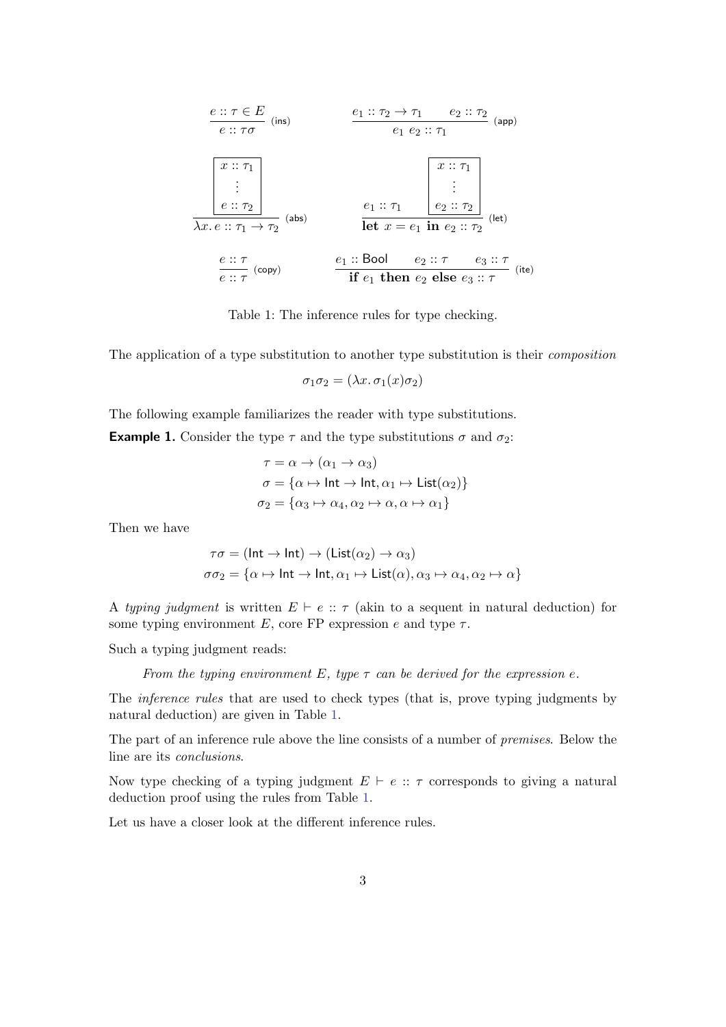$$\frac{e :: \tau \in E}{e :: \tau\sigma} \text{ (ins)} \qquad \frac{e_1 :: \tau_2 \to \tau_1 \quad e_2 :: \tau_2}{e_1 \; e_2 :: \tau_1} \text{ (app)}$$

$$\frac{\boxed{\begin{array}{c} x :: \tau_1 \\ \vdots \\ e :: \tau_2 \end{array}}}{\lambda x.\, e :: \tau_1 \to \tau_2} \text{ (abs)} \qquad \frac{e_1 :: \tau_1 \quad \boxed{\begin{array}{c} x :: \tau_1 \\ \vdots \\ e_2 :: \tau_2 \end{array}}}{\textbf{let } x = e_1 \textbf{ in } e_2 :: \tau_2} \text{ (let)}$$

$$\frac{e :: \tau}{e :: \tau} \text{ (copy)} \qquad \frac{e_1 :: \mathsf{Bool} \quad e_2 :: \tau \quad e_3 :: \tau}{\textbf{if } e_1 \textbf{ then } e_2 \textbf{ else } e_3 :: \tau} \text{ (ite)}$$

Table 1: The inference rules for type checking.

The application of a type substitution to another type substitution is their *composition*

$$\sigma_1\sigma_2 = (\lambda x.\, \sigma_1(x)\sigma_2)$$

The following example familiarizes the reader with type substitutions.

**Example 1.** Consider the type $\tau$ and the type substitutions $\sigma$ and $\sigma_2$:

$$\begin{aligned} \tau &= \alpha \to (\alpha_1 \to \alpha_3) \\ \sigma &= \{\alpha \mapsto \mathsf{Int} \to \mathsf{Int}, \alpha_1 \mapsto \mathsf{List}(\alpha_2)\} \\ \sigma_2 &= \{\alpha_3 \mapsto \alpha_4, \alpha_2 \mapsto \alpha, \alpha \mapsto \alpha_1\} \end{aligned}$$

Then we have

$$\begin{aligned} \tau\sigma &= (\mathsf{Int} \to \mathsf{Int}) \to (\mathsf{List}(\alpha_2) \to \alpha_3) \\ \sigma\sigma_2 &= \{\alpha \mapsto \mathsf{Int} \to \mathsf{Int}, \alpha_1 \mapsto \mathsf{List}(\alpha), \alpha_3 \mapsto \alpha_4, \alpha_2 \mapsto \alpha\} \end{aligned}$$

A *typing judgment* is written $E \vdash e :: \tau$ (akin to a sequent in natural deduction) for some typing environment $E$, core FP expression $e$ and type $\tau$.

Such a typing judgment reads:

> *From the typing environment $E$, type $\tau$ can be derived for the expression $e$.*

The *inference rules* that are used to check types (that is, prove typing judgments by natural deduction) are given in Table 1.

The part of an inference rule above the line consists of a number of *premises*. Below the line are its *conclusions*.

Now type checking of a typing judgment $E \vdash e :: \tau$ corresponds to giving a natural deduction proof using the rules from Table 1.

Let us have a closer look at the different inference rules.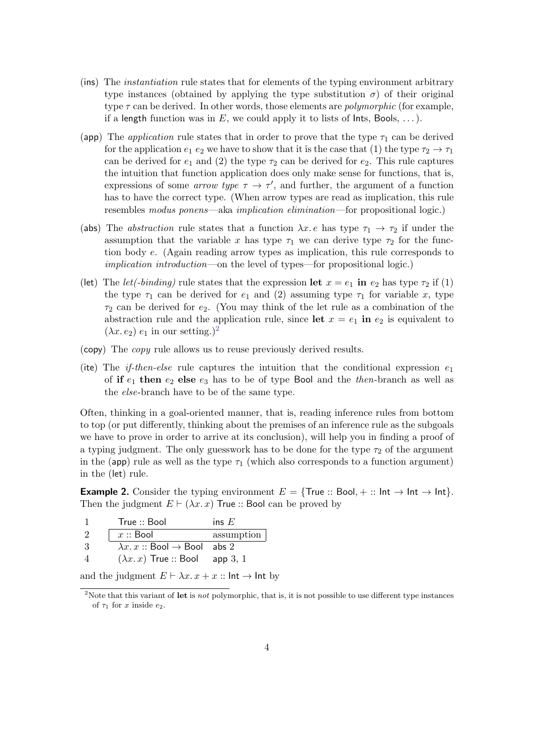- (ins) The *instantiation* rule states that for elements of the typing environment arbitrary type instances (obtained by applying the type substitution $\sigma$) of their original type $\tau$ can be derived. In other words, those elements are *polymorphic* (for example, if a $\mathsf{length}$ function was in $E$, we could apply it to lists of $\mathsf{Int}$s, $\mathsf{Bool}$s, ...).
- (app) The *application* rule states that in order to prove that the type $\tau_1$ can be derived for the application $e_1\ e_2$ we have to show that it is the case that (1) the type $\tau_2 \to \tau_1$ can be derived for $e_1$ and (2) the type $\tau_2$ can be derived for $e_2$. This rule captures the intuition that function application does only make sense for functions, that is, expressions of some *arrow type* $\tau \to \tau'$, and further, the argument of a function has to have the correct type. (When arrow types are read as implication, this rule resembles *modus ponens*—aka *implication elimination*—for propositional logic.)
- (abs) The *abstraction* rule states that a function $\lambda x.\, e$ has type $\tau_1 \to \tau_2$ if under the assumption that the variable $x$ has type $\tau_1$ we can derive type $\tau_2$ for the function body $e$. (Again reading arrow types as implication, this rule corresponds to *implication introduction*—on the level of types—for propositional logic.)
- (let) The *let(-binding)* rule states that the expression **let** $x = e_1$ **in** $e_2$ has type $\tau_2$ if (1) the type $\tau_1$ can be derived for $e_1$ and (2) assuming type $\tau_1$ for variable $x$, type $\tau_2$ can be derived for $e_2$. (You may think of the let rule as a combination of the abstraction rule and the application rule, since **let** $x = e_1$ **in** $e_2$ is equivalent to $(\lambda x.\, e_2)\ e_1$ in our setting.)[2]
- (copy) The *copy* rule allows us to reuse previously derived results.
- (ite) The *if-then-else* rule captures the intuition that the conditional expression $e_1$ of **if** $e_1$ **then** $e_2$ **else** $e_3$ has to be of type $\mathsf{Bool}$ and the *then*-branch as well as the *else*-branch have to be of the same type.

Often, thinking in a goal-oriented manner, that is, reading inference rules from bottom to top (or put differently, thinking about the premises of an inference rule as the subgoals we have to prove in order to arrive at its conclusion), will help you in finding a proof of a typing judgment. The only guesswork has to be done for the type $\tau_2$ of the argument in the (app) rule as well as the type $\tau_1$ (which also corresponds to a function argument) in the (let) rule.

**Example 2.** Consider the typing environment $E = \{\mathsf{True} :: \mathsf{Bool}, + :: \mathsf{Int} \to \mathsf{Int} \to \mathsf{Int}\}$. Then the judgment $E \vdash (\lambda x.\, x)\ \mathsf{True} :: \mathsf{Bool}$ can be proved by

| | | |
|---|---|---|
| 1 | $\mathsf{True} :: \mathsf{Bool}$ | ins $E$ |
| 2 | $x :: \mathsf{Bool}$ | assumption |
| 3 | $\lambda x.\, x :: \mathsf{Bool} \to \mathsf{Bool}$ | abs 2 |
| 4 | $(\lambda x.\, x)\ \mathsf{True} :: \mathsf{Bool}$ | app 3, 1 |

and the judgment $E \vdash \lambda x.\, x + x :: \mathsf{Int} \to \mathsf{Int}$ by

[2] Note that this variant of **let** is *not* polymorphic, that is, it is not possible to use different type instances of $\tau_1$ for $x$ inside $e_2$.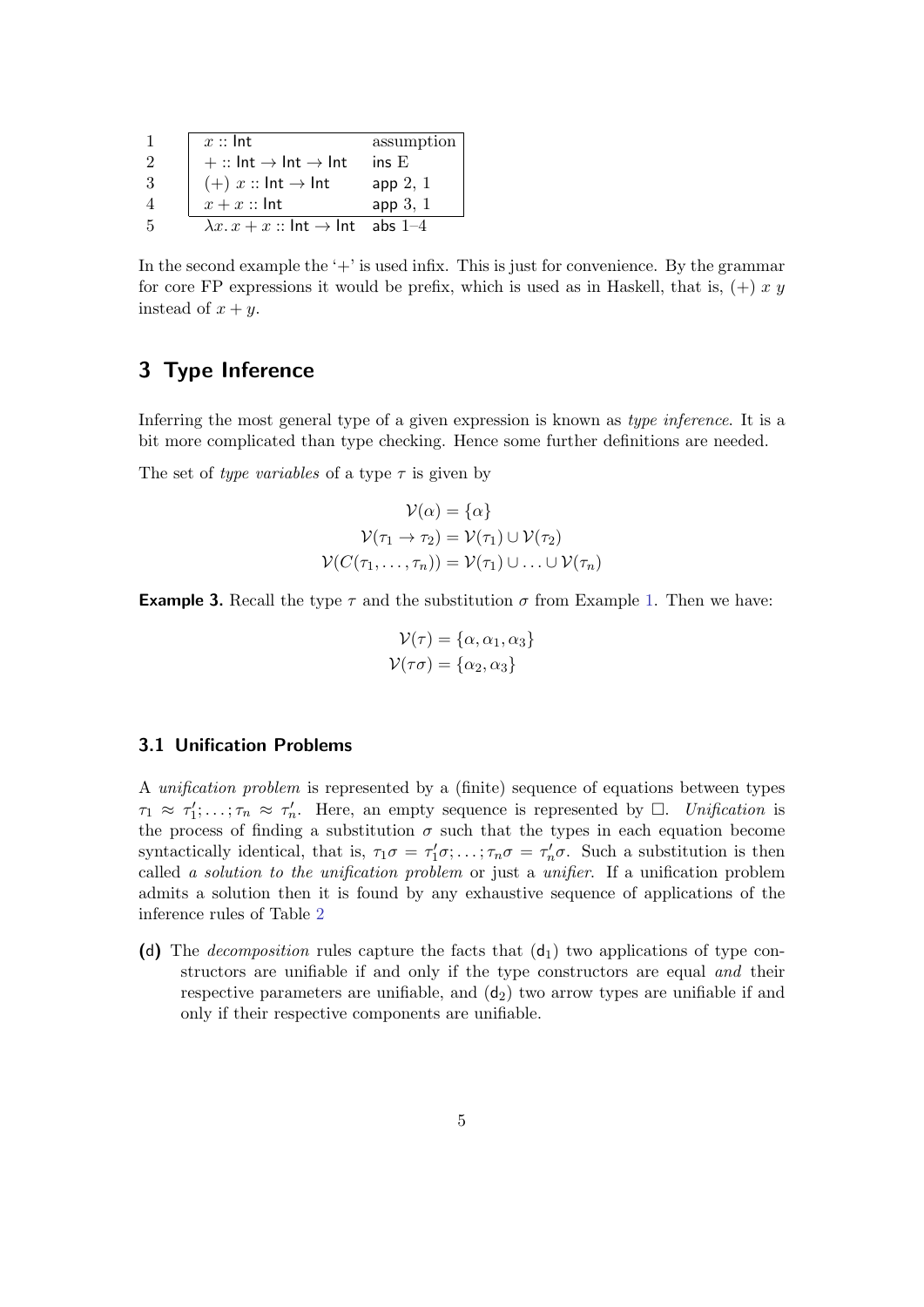| | | |
|---|---|---|
| 1 | $x :: \mathsf{Int}$ | assumption |
| 2 | $+ :: \mathsf{Int} \to \mathsf{Int} \to \mathsf{Int}$ | $\mathsf{ins}$ E |
| 3 | $(+)\ x :: \mathsf{Int} \to \mathsf{Int}$ | $\mathsf{app}$ 2, 1 |
| 4 | $x + x :: \mathsf{Int}$ | $\mathsf{app}$ 3, 1 |
| 5 | $\lambda x.\, x + x :: \mathsf{Int} \to \mathsf{Int}$ | $\mathsf{abs}$ 1–4 |

In the second example the '+' is used infix. This is just for convenience. By the grammar for core FP expressions it would be prefix, which is used as in Haskell, that is, $(+)\ x\ y$ instead of $x + y$.

## 3 Type Inference

Inferring the most general type of a given expression is known as *type inference*. It is a bit more complicated than type checking. Hence some further definitions are needed.

The set of *type variables* of a type $\tau$ is given by

$$\mathcal{V}(\alpha) = \{\alpha\}$$
$$\mathcal{V}(\tau_1 \to \tau_2) = \mathcal{V}(\tau_1) \cup \mathcal{V}(\tau_2)$$
$$\mathcal{V}(C(\tau_1, \ldots, \tau_n)) = \mathcal{V}(\tau_1) \cup \ldots \cup \mathcal{V}(\tau_n)$$

**Example 3.** Recall the type $\tau$ and the substitution $\sigma$ from Example 1. Then we have:

$$\mathcal{V}(\tau) = \{\alpha, \alpha_1, \alpha_3\}$$
$$\mathcal{V}(\tau\sigma) = \{\alpha_2, \alpha_3\}$$

### 3.1 Unification Problems

A *unification problem* is represented by a (finite) sequence of equations between types $\tau_1 \approx \tau_1'; \ldots; \tau_n \approx \tau_n'$. Here, an empty sequence is represented by $\Box$. *Unification* is the process of finding a substitution $\sigma$ such that the types in each equation become syntactically identical, that is, $\tau_1\sigma = \tau_1'\sigma; \ldots; \tau_n\sigma = \tau_n'\sigma$. Such a substitution is then called *a solution to the unification problem* or just a *unifier*. If a unification problem admits a solution then it is found by any exhaustive sequence of applications of the inference rules of Table 2

**(d)** The *decomposition* rules capture the facts that ($\mathsf{d}_1$) two applications of type constructors are unifiable if and only if the type constructors are equal *and* their respective parameters are unifiable, and ($\mathsf{d}_2$) two arrow types are unifiable if and only if their respective components are unifiable.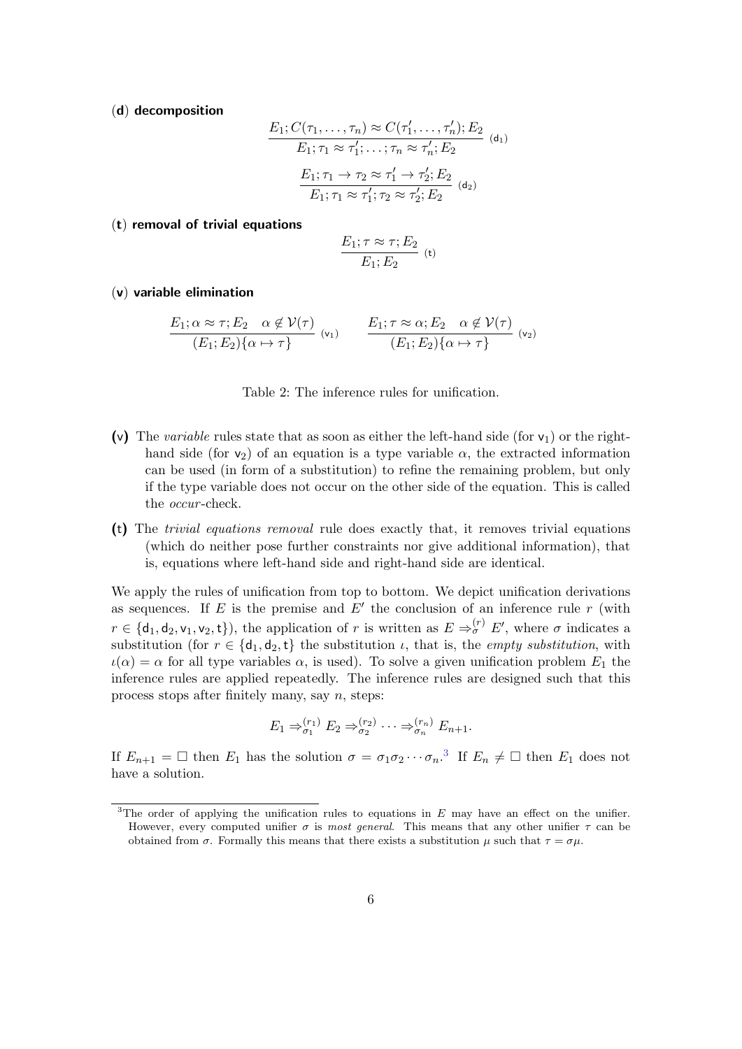(**d**) **decomposition**

$$\frac{E_1; C(\tau_1, \ldots, \tau_n) \approx C(\tau_1', \ldots, \tau_n'); E_2}{E_1; \tau_1 \approx \tau_1'; \ldots; \tau_n \approx \tau_n'; E_2} \ (\mathsf{d}_1)$$

$$\frac{E_1; \tau_1 \to \tau_2 \approx \tau_1' \to \tau_2'; E_2}{E_1; \tau_1 \approx \tau_1'; \tau_2 \approx \tau_2'; E_2} \ (\mathsf{d}_2)$$

(**t**) **removal of trivial equations**

$$\frac{E_1; \tau \approx \tau; E_2}{E_1; E_2} \ (\mathsf{t})$$

(**v**) **variable elimination**

$$\frac{E_1; \alpha \approx \tau; E_2 \quad \alpha \notin \mathcal{V}(\tau)}{(E_1; E_2)\{\alpha \mapsto \tau\}} \ (\mathsf{v}_1) \qquad \frac{E_1; \tau \approx \alpha; E_2 \quad \alpha \notin \mathcal{V}(\tau)}{(E_1; E_2)\{\alpha \mapsto \tau\}} \ (\mathsf{v}_2)$$

Table 2: The inference rules for unification.

- **(v)** The *variable* rules state that as soon as either the left-hand side (for $\mathsf{v}_1$) or the right-hand side (for $\mathsf{v}_2$) of an equation is a type variable $\alpha$, the extracted information can be used (in form of a substitution) to refine the remaining problem, but only if the type variable does not occur on the other side of the equation. This is called the *occur*-check.
- **(t)** The *trivial equations removal* rule does exactly that, it removes trivial equations (which do neither pose further constraints nor give additional information), that is, equations where left-hand side and right-hand side are identical.

We apply the rules of unification from top to bottom. We depict unification derivations as sequences. If $E$ is the premise and $E'$ the conclusion of an inference rule $r$ (with $r \in \{\mathsf{d}_1, \mathsf{d}_2, \mathsf{v}_1, \mathsf{v}_2, \mathsf{t}\}$), the application of $r$ is written as $E \Rightarrow_{\sigma}^{(r)} E'$, where $\sigma$ indicates a substitution (for $r \in \{\mathsf{d}_1, \mathsf{d}_2, \mathsf{t}\}$ the substitution $\iota$, that is, the *empty substitution*, with $\iota(\alpha) = \alpha$ for all type variables $\alpha$, is used). To solve a given unification problem $E_1$ the inference rules are applied repeatedly. The inference rules are designed such that this process stops after finitely many, say $n$, steps:

$$E_1 \Rightarrow_{\sigma_1}^{(r_1)} E_2 \Rightarrow_{\sigma_2}^{(r_2)} \cdots \Rightarrow_{\sigma_n}^{(r_n)} E_{n+1}.$$

If $E_{n+1} = \Box$ then $E_1$ has the solution $\sigma = \sigma_1 \sigma_2 \cdots \sigma_n$.[3] If $E_n \neq \Box$ then $E_1$ does not have a solution.

[3]The order of applying the unification rules to equations in $E$ may have an effect on the unifier. However, every computed unifier $\sigma$ is *most general*. This means that any other unifier $\tau$ can be obtained from $\sigma$. Formally this means that there exists a substitution $\mu$ such that $\tau = \sigma\mu$.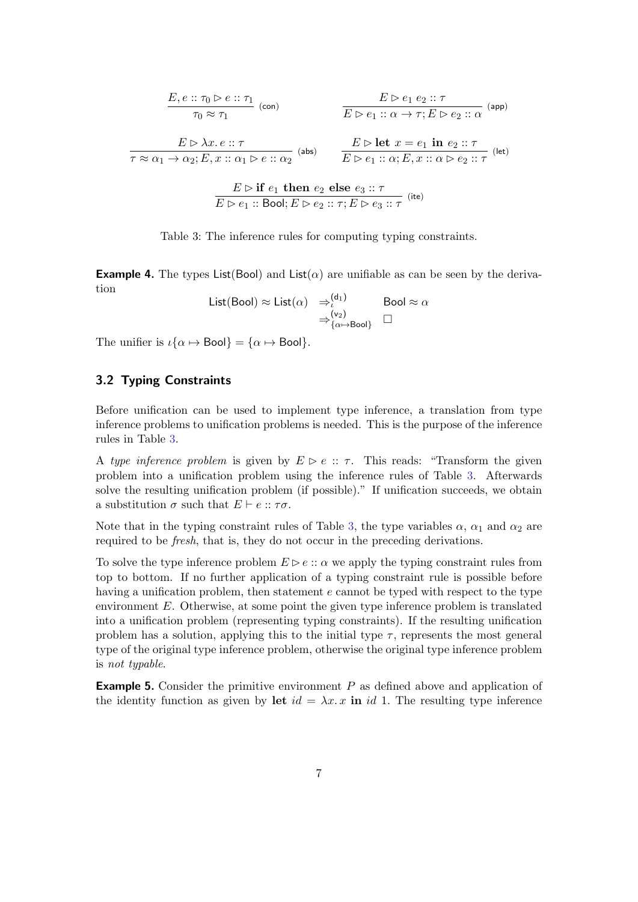$$\frac{E, e :: \tau_0 \rhd e :: \tau_1}{\tau_0 \approx \tau_1}\ (\mathsf{con}) \qquad \frac{E \rhd e_1\ e_2 :: \tau}{E \rhd e_1 :: \alpha \to \tau; E \rhd e_2 :: \alpha}\ (\mathsf{app})$$

$$\frac{E \rhd \lambda x.\, e :: \tau}{\tau \approx \alpha_1 \to \alpha_2; E, x :: \alpha_1 \rhd e :: \alpha_2}\ (\mathsf{abs}) \qquad \frac{E \rhd \mathbf{let}\ x = e_1\ \mathbf{in}\ e_2 :: \tau}{E \rhd e_1 :: \alpha; E, x :: \alpha \rhd e_2 :: \tau}\ (\mathsf{let})$$

$$\frac{E \rhd \mathbf{if}\ e_1\ \mathbf{then}\ e_2\ \mathbf{else}\ e_3 :: \tau}{E \rhd e_1 :: \mathsf{Bool}; E \rhd e_2 :: \tau; E \rhd e_3 :: \tau}\ (\mathsf{ite})$$

Table 3: The inference rules for computing typing constraints.

**Example 4.** The types List(Bool) and List($\alpha$) are unifiable as can be seen by the derivation

$$\begin{aligned} \mathsf{List}(\mathsf{Bool}) \approx \mathsf{List}(\alpha) \quad &\Rightarrow^{(\mathsf{d}_1)}_{\iota} \quad \mathsf{Bool} \approx \alpha \\ &\Rightarrow^{(\mathsf{v}_2)}_{\{\alpha \mapsto \mathsf{Bool}\}} \quad \square \end{aligned}$$

The unifier is $\iota\{\alpha \mapsto \mathsf{Bool}\} = \{\alpha \mapsto \mathsf{Bool}\}$.

### 3.2 Typing Constraints

Before unification can be used to implement type inference, a translation from type inference problems to unification problems is needed. This is the purpose of the inference rules in Table 3.

A *type inference problem* is given by $E \rhd e :: \tau$. This reads: "Transform the given problem into a unification problem using the inference rules of Table 3. Afterwards solve the resulting unification problem (if possible)." If unification succeeds, we obtain a substitution $\sigma$ such that $E \vdash e :: \tau\sigma$.

Note that in the typing constraint rules of Table 3, the type variables $\alpha$, $\alpha_1$ and $\alpha_2$ are required to be *fresh*, that is, they do not occur in the preceding derivations.

To solve the type inference problem $E \rhd e :: \alpha$ we apply the typing constraint rules from top to bottom. If no further application of a typing constraint rule is possible before having a unification problem, then statement $e$ cannot be typed with respect to the type environment $E$. Otherwise, at some point the given type inference problem is translated into a unification problem (representing typing constraints). If the resulting unification problem has a solution, applying this to the initial type $\tau$, represents the most general type of the original type inference problem, otherwise the original type inference problem is *not typable*.

**Example 5.** Consider the primitive environment $P$ as defined above and application of the identity function as given by $\mathbf{let}\ id = \lambda x.\, x\ \mathbf{in}\ id\ 1$. The resulting type inference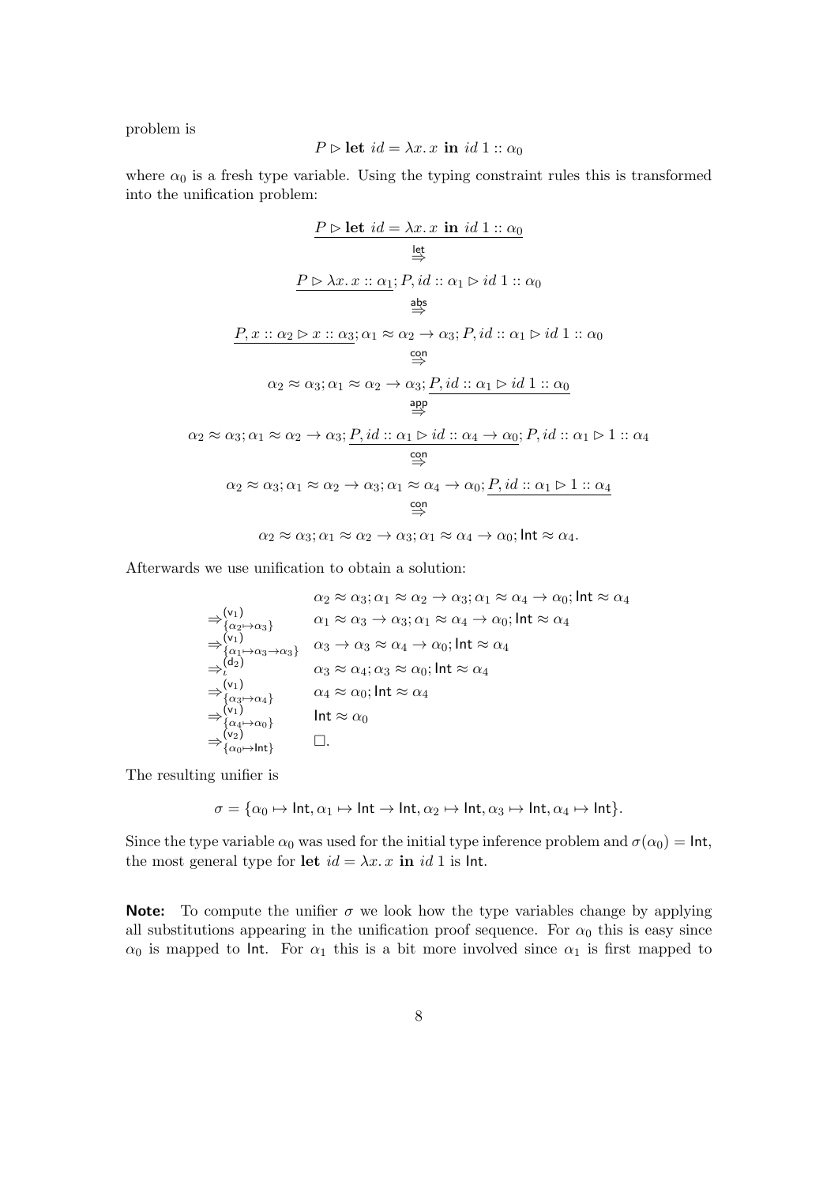problem is

$$P \rhd \textbf{let } id = \lambda x.\, x \textbf{ in } id\ 1 :: \alpha_0$$

where $\alpha_0$ is a fresh type variable. Using the typing constraint rules this is transformed into the unification problem:

$$\underline{P \rhd \textbf{let } id = \lambda x.\, x \textbf{ in } id\ 1 :: \alpha_0}$$
$$\overset{\mathsf{let}}{\Rightarrow}$$
$$\underline{P \rhd \lambda x.\, x :: \alpha_1}; P, id :: \alpha_1 \rhd id\ 1 :: \alpha_0$$
$$\overset{\mathsf{abs}}{\Rightarrow}$$
$$\underline{P, x :: \alpha_2 \rhd x :: \alpha_3}; \alpha_1 \approx \alpha_2 \to \alpha_3; P, id :: \alpha_1 \rhd id\ 1 :: \alpha_0$$
$$\overset{\mathsf{con}}{\Rightarrow}$$
$$\alpha_2 \approx \alpha_3; \alpha_1 \approx \alpha_2 \to \alpha_3; \underline{P, id :: \alpha_1 \rhd id\ 1 :: \alpha_0}$$
$$\overset{\mathsf{app}}{\Rightarrow}$$
$$\alpha_2 \approx \alpha_3; \alpha_1 \approx \alpha_2 \to \alpha_3; \underline{P, id :: \alpha_1 \rhd id :: \alpha_4 \to \alpha_0}; P, id :: \alpha_1 \rhd 1 :: \alpha_4$$
$$\overset{\mathsf{con}}{\Rightarrow}$$
$$\alpha_2 \approx \alpha_3; \alpha_1 \approx \alpha_2 \to \alpha_3; \alpha_1 \approx \alpha_4 \to \alpha_0; \underline{P, id :: \alpha_1 \rhd 1 :: \alpha_4}$$
$$\overset{\mathsf{con}}{\Rightarrow}$$
$$\alpha_2 \approx \alpha_3; \alpha_1 \approx \alpha_2 \to \alpha_3; \alpha_1 \approx \alpha_4 \to \alpha_0; \mathsf{Int} \approx \alpha_4.$$

Afterwards we use unification to obtain a solution:

$$
\begin{array}{ll}
 & \alpha_2 \approx \alpha_3; \alpha_1 \approx \alpha_2 \to \alpha_3; \alpha_1 \approx \alpha_4 \to \alpha_0; \mathsf{Int} \approx \alpha_4 \\
\Rightarrow^{(\mathsf{v}_1)}_{\{\alpha_2 \mapsto \alpha_3\}} & \alpha_1 \approx \alpha_3 \to \alpha_3; \alpha_1 \approx \alpha_4 \to \alpha_0; \mathsf{Int} \approx \alpha_4 \\
\Rightarrow^{(\mathsf{v}_1)}_{\{\alpha_1 \mapsto \alpha_3 \to \alpha_3\}} & \alpha_3 \to \alpha_3 \approx \alpha_4 \to \alpha_0; \mathsf{Int} \approx \alpha_4 \\
\Rightarrow^{(\mathsf{d}_2)}_{\iota} & \alpha_3 \approx \alpha_4; \alpha_3 \approx \alpha_0; \mathsf{Int} \approx \alpha_4 \\
\Rightarrow^{(\mathsf{v}_1)}_{\{\alpha_3 \mapsto \alpha_4\}} & \alpha_4 \approx \alpha_0; \mathsf{Int} \approx \alpha_4 \\
\Rightarrow^{(\mathsf{v}_1)}_{\{\alpha_4 \mapsto \alpha_0\}} & \mathsf{Int} \approx \alpha_0 \\
\Rightarrow^{(\mathsf{v}_2)}_{\{\alpha_0 \mapsto \mathsf{Int}\}} & \square.
\end{array}
$$

The resulting unifier is

$$\sigma = \{\alpha_0 \mapsto \mathsf{Int}, \alpha_1 \mapsto \mathsf{Int} \to \mathsf{Int}, \alpha_2 \mapsto \mathsf{Int}, \alpha_3 \mapsto \mathsf{Int}, \alpha_4 \mapsto \mathsf{Int}\}.$$

Since the type variable $\alpha_0$ was used for the initial type inference problem and $\sigma(\alpha_0) = \mathsf{Int}$, the most general type for **let** $id = \lambda x.\, x$ **in** $id\ 1$ is $\mathsf{Int}$.

**Note:** To compute the unifier $\sigma$ we look how the type variables change by applying all substitutions appearing in the unification proof sequence. For $\alpha_0$ this is easy since $\alpha_0$ is mapped to $\mathsf{Int}$. For $\alpha_1$ this is a bit more involved since $\alpha_1$ is first mapped to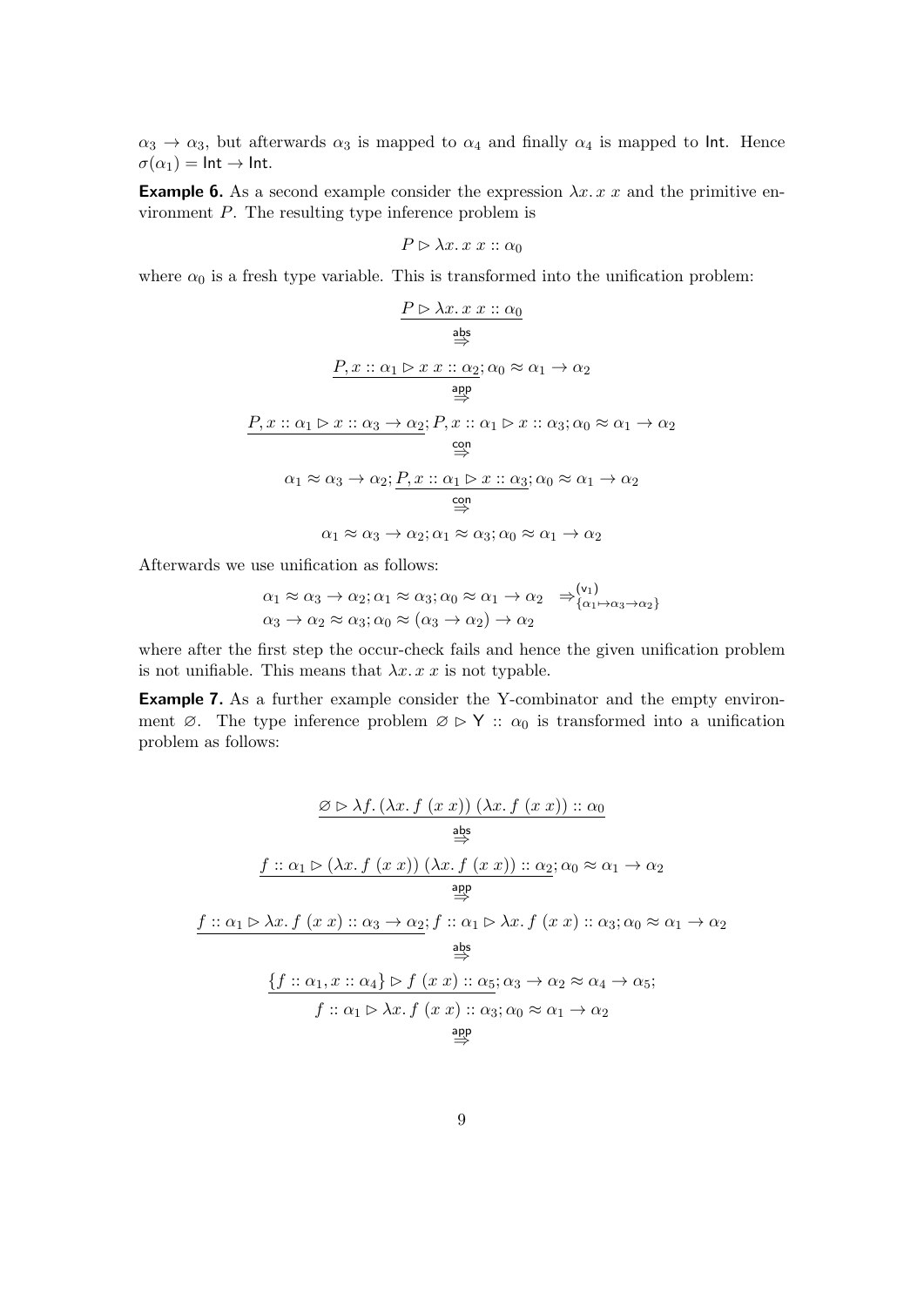$\alpha_3 \to \alpha_3$, but afterwards $\alpha_3$ is mapped to $\alpha_4$ and finally $\alpha_4$ is mapped to $\mathsf{Int}$. Hence $\sigma(\alpha_1) = \mathsf{Int} \to \mathsf{Int}$.

**Example 6.** As a second example consider the expression $\lambda x.\, x\ x$ and the primitive environment $P$. The resulting type inference problem is

$$P \rhd \lambda x.\, x\ x :: \alpha_0$$

where $\alpha_0$ is a fresh type variable. This is transformed into the unification problem:

$$\underline{P \rhd \lambda x.\, x\ x :: \alpha_0}$$
$$\overset{\mathsf{abs}}{\Rightarrow}$$
$$\underline{P, x :: \alpha_1 \rhd x\ x :: \alpha_2}; \alpha_0 \approx \alpha_1 \to \alpha_2$$
$$\overset{\mathsf{app}}{\Rightarrow}$$
$$\underline{P, x :: \alpha_1 \rhd x :: \alpha_3 \to \alpha_2}; P, x :: \alpha_1 \rhd x :: \alpha_3; \alpha_0 \approx \alpha_1 \to \alpha_2$$
$$\overset{\mathsf{con}}{\Rightarrow}$$
$$\alpha_1 \approx \alpha_3 \to \alpha_2; \underline{P, x :: \alpha_1 \rhd x :: \alpha_3}; \alpha_0 \approx \alpha_1 \to \alpha_2$$
$$\overset{\mathsf{con}}{\Rightarrow}$$
$$\alpha_1 \approx \alpha_3 \to \alpha_2; \alpha_1 \approx \alpha_3; \alpha_0 \approx \alpha_1 \to \alpha_2$$

Afterwards we use unification as follows:

$$\begin{aligned} &\alpha_1 \approx \alpha_3 \to \alpha_2; \alpha_1 \approx \alpha_3; \alpha_0 \approx \alpha_1 \to \alpha_2 \quad \Rightarrow^{(\mathsf{v}_1)}_{\{\alpha_1 \mapsto \alpha_3 \to \alpha_2\}} \\ &\alpha_3 \to \alpha_2 \approx \alpha_3; \alpha_0 \approx (\alpha_3 \to \alpha_2) \to \alpha_2 \end{aligned}$$

where after the first step the occur-check fails and hence the given unification problem is not unifiable. This means that $\lambda x.\, x\ x$ is not typable.

**Example 7.** As a further example consider the Y-combinator and the empty environment $\varnothing$. The type inference problem $\varnothing \rhd \mathsf{Y} :: \alpha_0$ is transformed into a unification problem as follows:

$$\underline{\varnothing \rhd \lambda f.\, (\lambda x.\, f\ (x\ x))\ (\lambda x.\, f\ (x\ x)) :: \alpha_0}$$
$$\overset{\mathsf{abs}}{\Rightarrow}$$
$$\underline{f :: \alpha_1 \rhd (\lambda x.\, f\ (x\ x))\ (\lambda x.\, f\ (x\ x)) :: \alpha_2}; \alpha_0 \approx \alpha_1 \to \alpha_2$$
$$\overset{\mathsf{app}}{\Rightarrow}$$
$$\underline{f :: \alpha_1 \rhd \lambda x.\, f\ (x\ x) :: \alpha_3 \to \alpha_2}; f :: \alpha_1 \rhd \lambda x.\, f\ (x\ x) :: \alpha_3; \alpha_0 \approx \alpha_1 \to \alpha_2$$
$$\overset{\mathsf{abs}}{\Rightarrow}$$
$$\underline{\{f :: \alpha_1, x :: \alpha_4\} \rhd f\ (x\ x) :: \alpha_5}; \alpha_3 \to \alpha_2 \approx \alpha_4 \to \alpha_5;$$
$$f :: \alpha_1 \rhd \lambda x.\, f\ (x\ x) :: \alpha_3; \alpha_0 \approx \alpha_1 \to \alpha_2$$
$$\overset{\mathsf{app}}{\Rightarrow}$$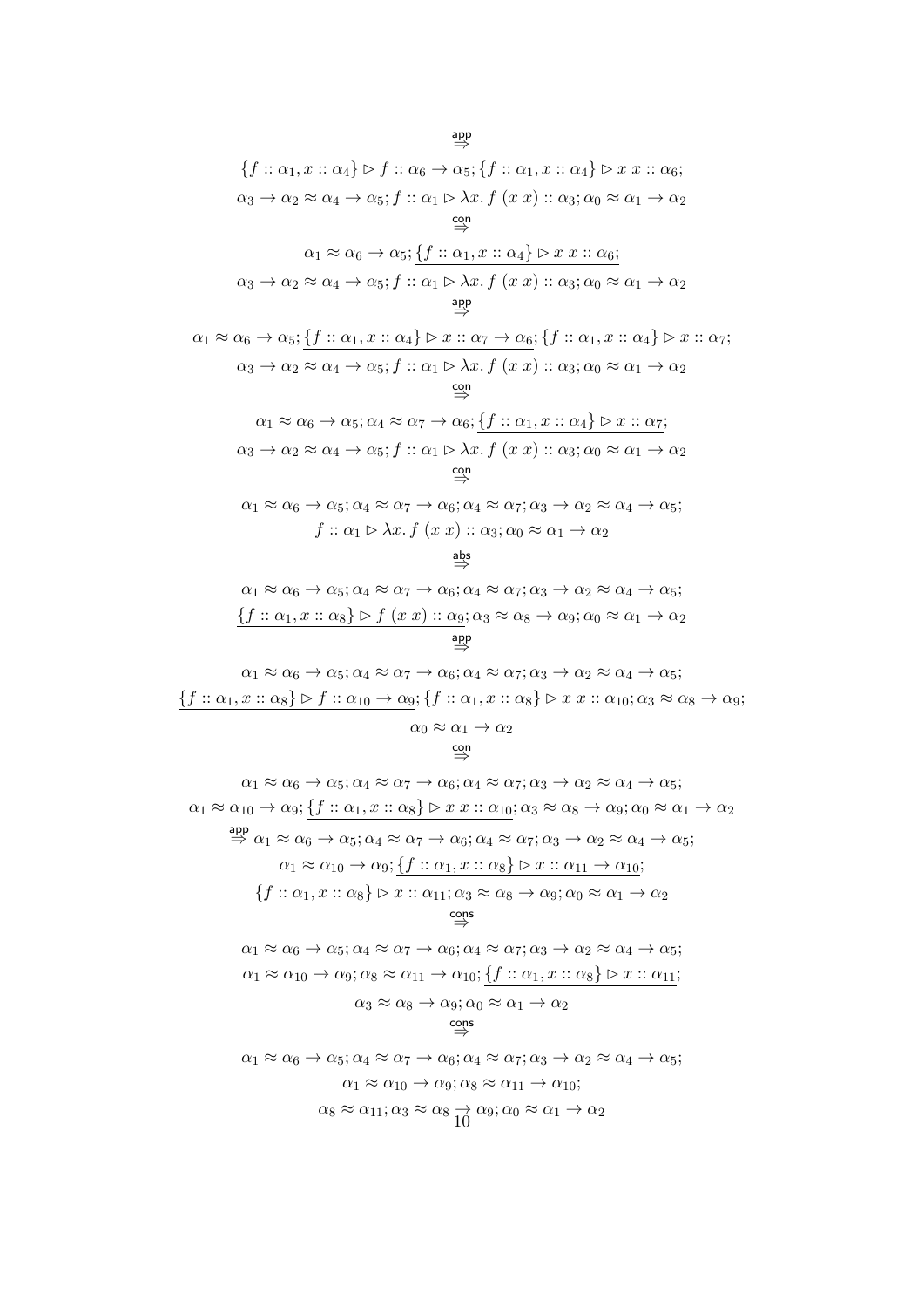$$\overset{\mathsf{app}}{\Rightarrow}$$

$$\underline{\{f :: \alpha_1, x :: \alpha_4\} \rhd f :: \alpha_6 \to \alpha_5}; \{f :: \alpha_1, x :: \alpha_4\} \rhd x\ x :: \alpha_6;$$
$$\alpha_3 \to \alpha_2 \approx \alpha_4 \to \alpha_5; f :: \alpha_1 \rhd \lambda x.\, f\ (x\ x) :: \alpha_3; \alpha_0 \approx \alpha_1 \to \alpha_2$$

$$\overset{\mathsf{con}}{\Rightarrow}$$

$$\alpha_1 \approx \alpha_6 \to \alpha_5; \underline{\{f :: \alpha_1, x :: \alpha_4\} \rhd x\ x :: \alpha_6};$$
$$\alpha_3 \to \alpha_2 \approx \alpha_4 \to \alpha_5; f :: \alpha_1 \rhd \lambda x.\, f\ (x\ x) :: \alpha_3; \alpha_0 \approx \alpha_1 \to \alpha_2$$

$$\overset{\mathsf{app}}{\Rightarrow}$$

$$\alpha_1 \approx \alpha_6 \to \alpha_5; \underline{\{f :: \alpha_1, x :: \alpha_4\} \rhd x :: \alpha_7 \to \alpha_6}; \{f :: \alpha_1, x :: \alpha_4\} \rhd x :: \alpha_7;$$
$$\alpha_3 \to \alpha_2 \approx \alpha_4 \to \alpha_5; f :: \alpha_1 \rhd \lambda x.\, f\ (x\ x) :: \alpha_3; \alpha_0 \approx \alpha_1 \to \alpha_2$$

$$\overset{\mathsf{con}}{\Rightarrow}$$

$$\alpha_1 \approx \alpha_6 \to \alpha_5; \alpha_4 \approx \alpha_7 \to \alpha_6; \underline{\{f :: \alpha_1, x :: \alpha_4\} \rhd x :: \alpha_7};$$
$$\alpha_3 \to \alpha_2 \approx \alpha_4 \to \alpha_5; f :: \alpha_1 \rhd \lambda x.\, f\ (x\ x) :: \alpha_3; \alpha_0 \approx \alpha_1 \to \alpha_2$$

$$\overset{\mathsf{con}}{\Rightarrow}$$

$$\alpha_1 \approx \alpha_6 \to \alpha_5; \alpha_4 \approx \alpha_7 \to \alpha_6; \alpha_4 \approx \alpha_7; \alpha_3 \to \alpha_2 \approx \alpha_4 \to \alpha_5;$$
$$\underline{f :: \alpha_1 \rhd \lambda x.\, f\ (x\ x) :: \alpha_3}; \alpha_0 \approx \alpha_1 \to \alpha_2$$

$$\overset{\mathsf{abs}}{\Rightarrow}$$

$$\alpha_1 \approx \alpha_6 \to \alpha_5; \alpha_4 \approx \alpha_7 \to \alpha_6; \alpha_4 \approx \alpha_7; \alpha_3 \to \alpha_2 \approx \alpha_4 \to \alpha_5;$$
$$\underline{\{f :: \alpha_1, x :: \alpha_8\} \rhd f\ (x\ x) :: \alpha_9}; \alpha_3 \approx \alpha_8 \to \alpha_9; \alpha_0 \approx \alpha_1 \to \alpha_2$$

$$\overset{\mathsf{app}}{\Rightarrow}$$

$$\alpha_1 \approx \alpha_6 \to \alpha_5; \alpha_4 \approx \alpha_7 \to \alpha_6; \alpha_4 \approx \alpha_7; \alpha_3 \to \alpha_2 \approx \alpha_4 \to \alpha_5;$$
$$\underline{\{f :: \alpha_1, x :: \alpha_8\} \rhd f :: \alpha_{10} \to \alpha_9}; \{f :: \alpha_1, x :: \alpha_8\} \rhd x\ x :: \alpha_{10}; \alpha_3 \approx \alpha_8 \to \alpha_9;$$
$$\alpha_0 \approx \alpha_1 \to \alpha_2$$

$$\overset{\mathsf{con}}{\Rightarrow}$$

$$\alpha_1 \approx \alpha_6 \to \alpha_5; \alpha_4 \approx \alpha_7 \to \alpha_6; \alpha_4 \approx \alpha_7; \alpha_3 \to \alpha_2 \approx \alpha_4 \to \alpha_5;$$
$$\alpha_1 \approx \alpha_{10} \to \alpha_9; \underline{\{f :: \alpha_1, x :: \alpha_8\} \rhd x\ x :: \alpha_{10}}; \alpha_3 \approx \alpha_8 \to \alpha_9; \alpha_0 \approx \alpha_1 \to \alpha_2$$

$$\overset{\mathsf{app}}{\Rightarrow} \alpha_1 \approx \alpha_6 \to \alpha_5; \alpha_4 \approx \alpha_7 \to \alpha_6; \alpha_4 \approx \alpha_7; \alpha_3 \to \alpha_2 \approx \alpha_4 \to \alpha_5;$$
$$\alpha_1 \approx \alpha_{10} \to \alpha_9; \underline{\{f :: \alpha_1, x :: \alpha_8\} \rhd x :: \alpha_{11} \to \alpha_{10}};$$
$$\{f :: \alpha_1, x :: \alpha_8\} \rhd x :: \alpha_{11}; \alpha_3 \approx \alpha_8 \to \alpha_9; \alpha_0 \approx \alpha_1 \to \alpha_2$$

$$\overset{\mathsf{cons}}{\Rightarrow}$$

$$\alpha_1 \approx \alpha_6 \to \alpha_5; \alpha_4 \approx \alpha_7 \to \alpha_6; \alpha_4 \approx \alpha_7; \alpha_3 \to \alpha_2 \approx \alpha_4 \to \alpha_5;$$
$$\alpha_1 \approx \alpha_{10} \to \alpha_9; \alpha_8 \approx \alpha_{11} \to \alpha_{10}; \underline{\{f :: \alpha_1, x :: \alpha_8\} \rhd x :: \alpha_{11}};$$
$$\alpha_3 \approx \alpha_8 \to \alpha_9; \alpha_0 \approx \alpha_1 \to \alpha_2$$

$$\overset{\mathsf{cons}}{\Rightarrow}$$

$$\alpha_1 \approx \alpha_6 \to \alpha_5; \alpha_4 \approx \alpha_7 \to \alpha_6; \alpha_4 \approx \alpha_7; \alpha_3 \to \alpha_2 \approx \alpha_4 \to \alpha_5;$$
$$\alpha_1 \approx \alpha_{10} \to \alpha_9; \alpha_8 \approx \alpha_{11} \to \alpha_{10};$$
$$\alpha_8 \approx \alpha_{11}; \alpha_3 \approx \alpha_8 \to \alpha_9; \alpha_0 \approx \alpha_1 \to \alpha_2$$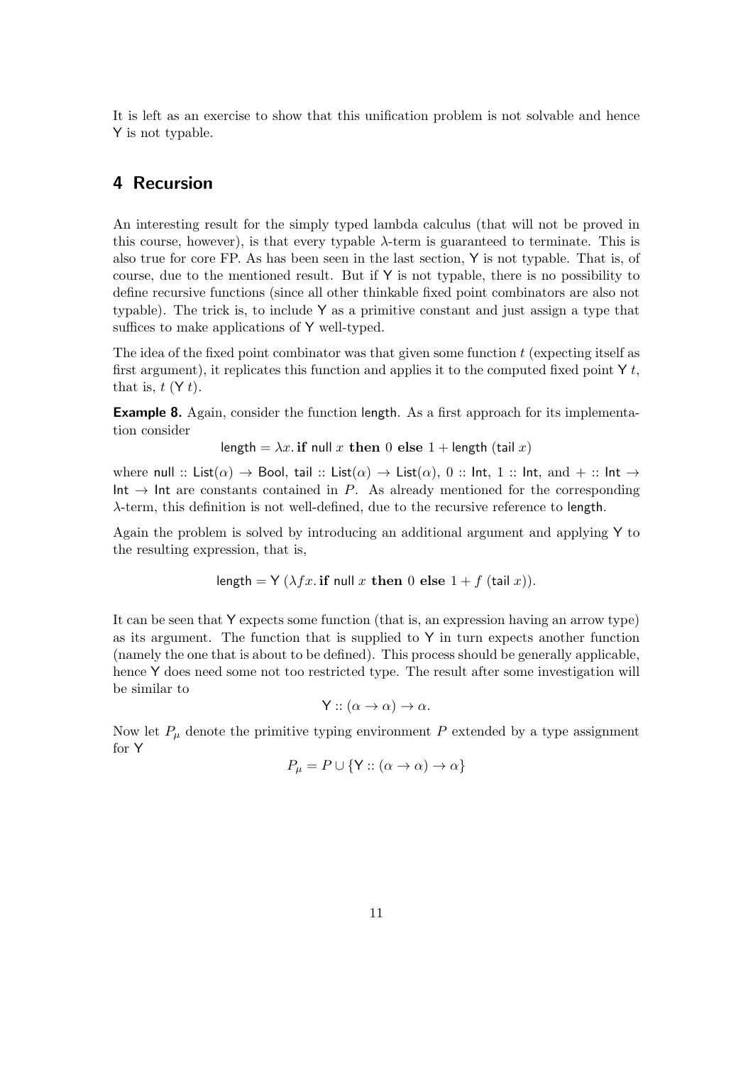It is left as an exercise to show that this unification problem is not solvable and hence Y is not typable.

## 4 Recursion

An interesting result for the simply typed lambda calculus (that will not be proved in this course, however), is that every typable $\lambda$-term is guaranteed to terminate. This is also true for core FP. As has been seen in the last section, Y is not typable. That is, of course, due to the mentioned result. But if Y is not typable, there is no possibility to define recursive functions (since all other thinkable fixed point combinators are also not typable). The trick is, to include Y as a primitive constant and just assign a type that suffices to make applications of Y well-typed.

The idea of the fixed point combinator was that given some function $t$ (expecting itself as first argument), it replicates this function and applies it to the computed fixed point $\mathsf{Y}\ t$, that is, $t\ (\mathsf{Y}\ t)$.

**Example 8.** Again, consider the function length. As a first approach for its implementation consider

$$\mathsf{length} = \lambda x.\, \textbf{if}\ \mathsf{null}\ x\ \textbf{then}\ 0\ \textbf{else}\ 1 + \mathsf{length}\ (\mathsf{tail}\ x)$$

where $\mathsf{null} :: \mathsf{List}(\alpha) \to \mathsf{Bool}$, $\mathsf{tail} :: \mathsf{List}(\alpha) \to \mathsf{List}(\alpha)$, $0 :: \mathsf{Int}$, $1 :: \mathsf{Int}$, and $+ :: \mathsf{Int} \to \mathsf{Int} \to \mathsf{Int}$ are constants contained in $P$. As already mentioned for the corresponding $\lambda$-term, this definition is not well-defined, due to the recursive reference to length.

Again the problem is solved by introducing an additional argument and applying Y to the resulting expression, that is,

$$\mathsf{length} = \mathsf{Y}\ (\lambda f x.\, \textbf{if}\ \mathsf{null}\ x\ \textbf{then}\ 0\ \textbf{else}\ 1 + f\ (\mathsf{tail}\ x)).$$

It can be seen that Y expects some function (that is, an expression having an arrow type) as its argument. The function that is supplied to Y in turn expects another function (namely the one that is about to be defined). This process should be generally applicable, hence Y does need some not too restricted type. The result after some investigation will be similar to

$$\mathsf{Y} :: (\alpha \to \alpha) \to \alpha.$$

Now let $P_\mu$ denote the primitive typing environment $P$ extended by a type assignment for Y

$$P_\mu = P \cup \{\mathsf{Y} :: (\alpha \to \alpha) \to \alpha\}$$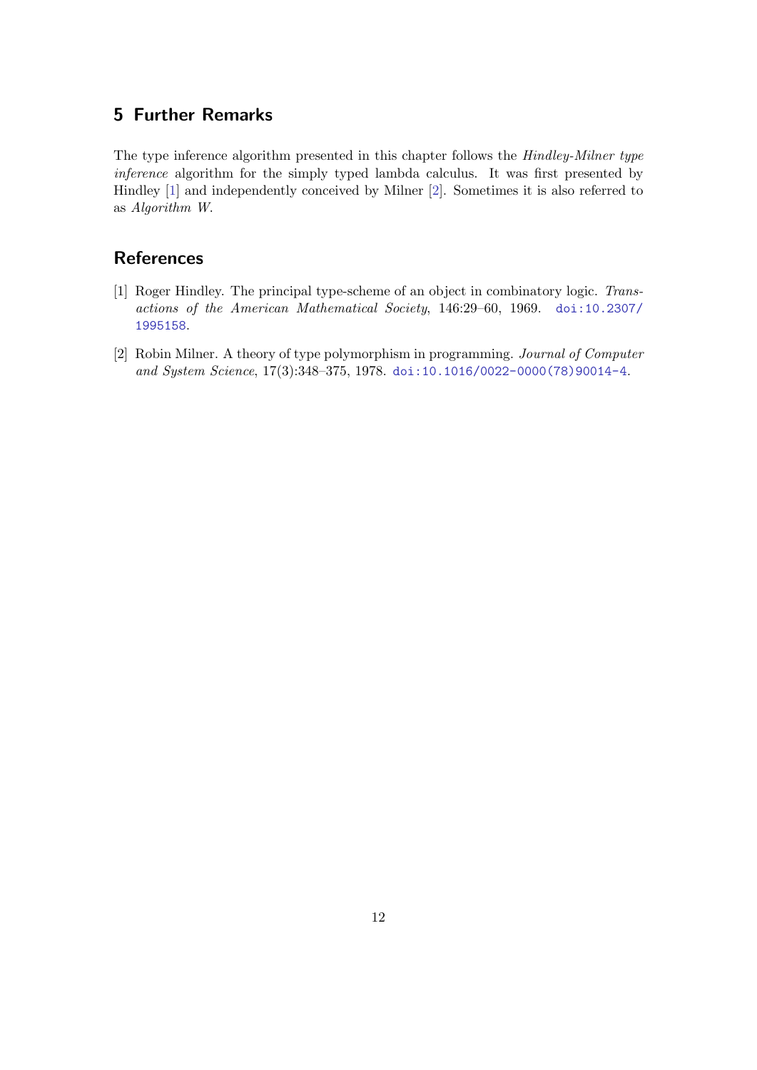## 5 Further Remarks

The type inference algorithm presented in this chapter follows the *Hindley-Milner type inference* algorithm for the simply typed lambda calculus. It was first presented by Hindley [1] and independently conceived by Milner [2]. Sometimes it is also referred to as *Algorithm W*.

## References

[1] Roger Hindley. The principal type-scheme of an object in combinatory logic. *Transactions of the American Mathematical Society*, 146:29–60, 1969. doi:10.2307/1995158.

[2] Robin Milner. A theory of type polymorphism in programming. *Journal of Computer and System Science*, 17(3):348–375, 1978. doi:10.1016/0022-0000(78)90014-4.